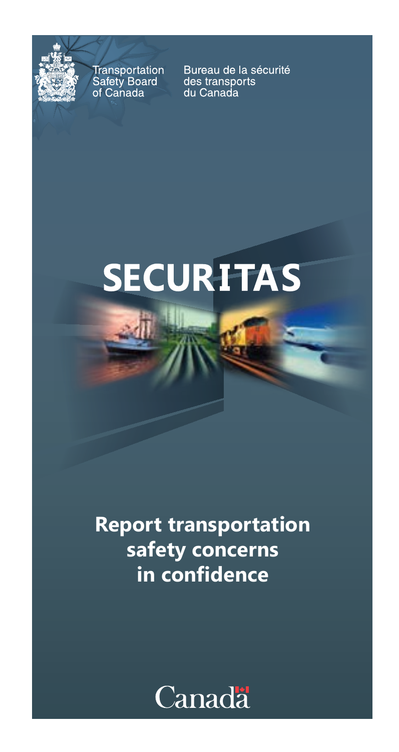Transportation Safety Board of Canada

Bureau de la sécurité des transports du Canada

# SECURITAS

## Report transportation safety concerns in confidence

Canada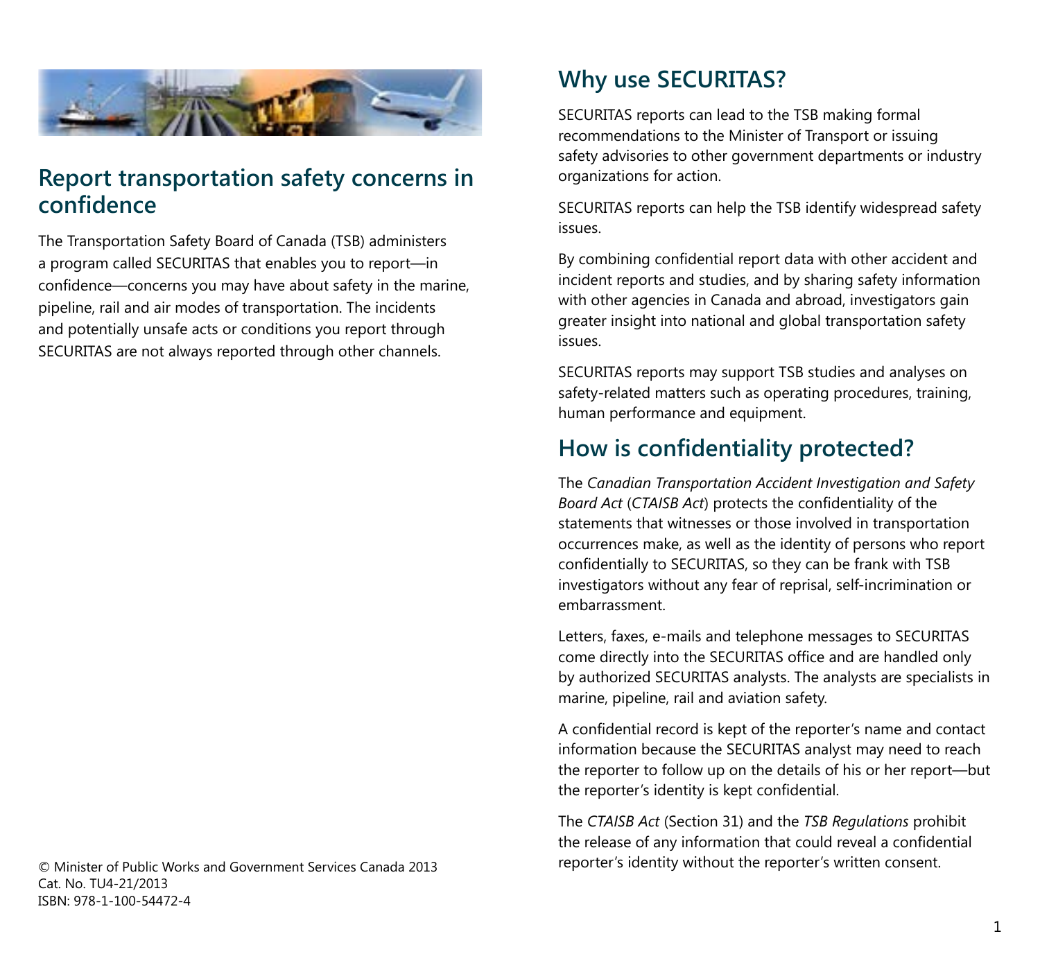## Report transportation safety concerns in confidence

The Transportation Safety Board of Canada (TSB) administers a program called SECURITAS that enables you to report—in confidence—concerns you may have about safety in the marine, pipeline, rail and air modes of transportation. The incidents and potentially unsafe acts or conditions you report through SECURITAS are not always reported through other channels.

© Minister of Public Works and Government Services Canada 2013
Cat. No. TU4-21/2013
ISBN: 978-1-100-54472-4

## Why use SECURITAS?

SECURITAS reports can lead to the TSB making formal recommendations to the Minister of Transport or issuing safety advisories to other government departments or industry organizations for action.

SECURITAS reports can help the TSB identify widespread safety issues.

By combining confidential report data with other accident and incident reports and studies, and by sharing safety information with other agencies in Canada and abroad, investigators gain greater insight into national and global transportation safety issues.

SECURITAS reports may support TSB studies and analyses on safety-related matters such as operating procedures, training, human performance and equipment.

## How is confidentiality protected?

The *Canadian Transportation Accident Investigation and Safety Board Act* (*CTAISB Act*) protects the confidentiality of the statements that witnesses or those involved in transportation occurrences make, as well as the identity of persons who report confidentially to SECURITAS, so they can be frank with TSB investigators without any fear of reprisal, self-incrimination or embarrassment.

Letters, faxes, e-mails and telephone messages to SECURITAS come directly into the SECURITAS office and are handled only by authorized SECURITAS analysts. The analysts are specialists in marine, pipeline, rail and aviation safety.

A confidential record is kept of the reporter's name and contact information because the SECURITAS analyst may need to reach the reporter to follow up on the details of his or her report—but the reporter's identity is kept confidential.

The *CTAISB Act* (Section 31) and the *TSB Regulations* prohibit the release of any information that could reveal a confidential reporter's identity without the reporter's written consent.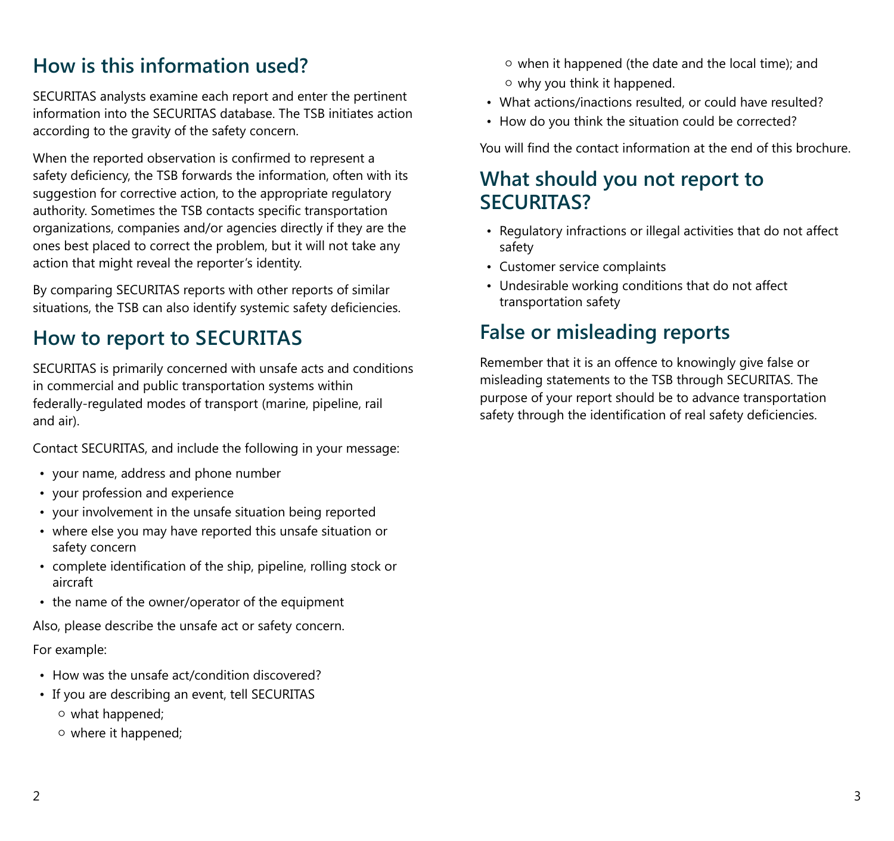## How is this information used?

SECURITAS analysts examine each report and enter the pertinent information into the SECURITAS database. The TSB initiates action according to the gravity of the safety concern.

When the reported observation is confirmed to represent a safety deficiency, the TSB forwards the information, often with its suggestion for corrective action, to the appropriate regulatory authority. Sometimes the TSB contacts specific transportation organizations, companies and/or agencies directly if they are the ones best placed to correct the problem, but it will not take any action that might reveal the reporter's identity.

By comparing SECURITAS reports with other reports of similar situations, the TSB can also identify systemic safety deficiencies.

## How to report to SECURITAS

SECURITAS is primarily concerned with unsafe acts and conditions in commercial and public transportation systems within federally-regulated modes of transport (marine, pipeline, rail and air).

Contact SECURITAS, and include the following in your message:

- your name, address and phone number
- your profession and experience
- your involvement in the unsafe situation being reported
- where else you may have reported this unsafe situation or safety concern
- complete identification of the ship, pipeline, rolling stock or aircraft
- the name of the owner/operator of the equipment

Also, please describe the unsafe act or safety concern.

For example:

- How was the unsafe act/condition discovered?
- If you are describing an event, tell SECURITAS
  - what happened;
  - where it happened;
  - when it happened (the date and the local time); and
  - why you think it happened.
- What actions/inactions resulted, or could have resulted?
- How do you think the situation could be corrected?

You will find the contact information at the end of this brochure.

## What should you not report to SECURITAS?

- Regulatory infractions or illegal activities that do not affect safety
- Customer service complaints
- Undesirable working conditions that do not affect transportation safety

## False or misleading reports

Remember that it is an offence to knowingly give false or misleading statements to the TSB through SECURITAS. The purpose of your report should be to advance transportation safety through the identification of real safety deficiencies.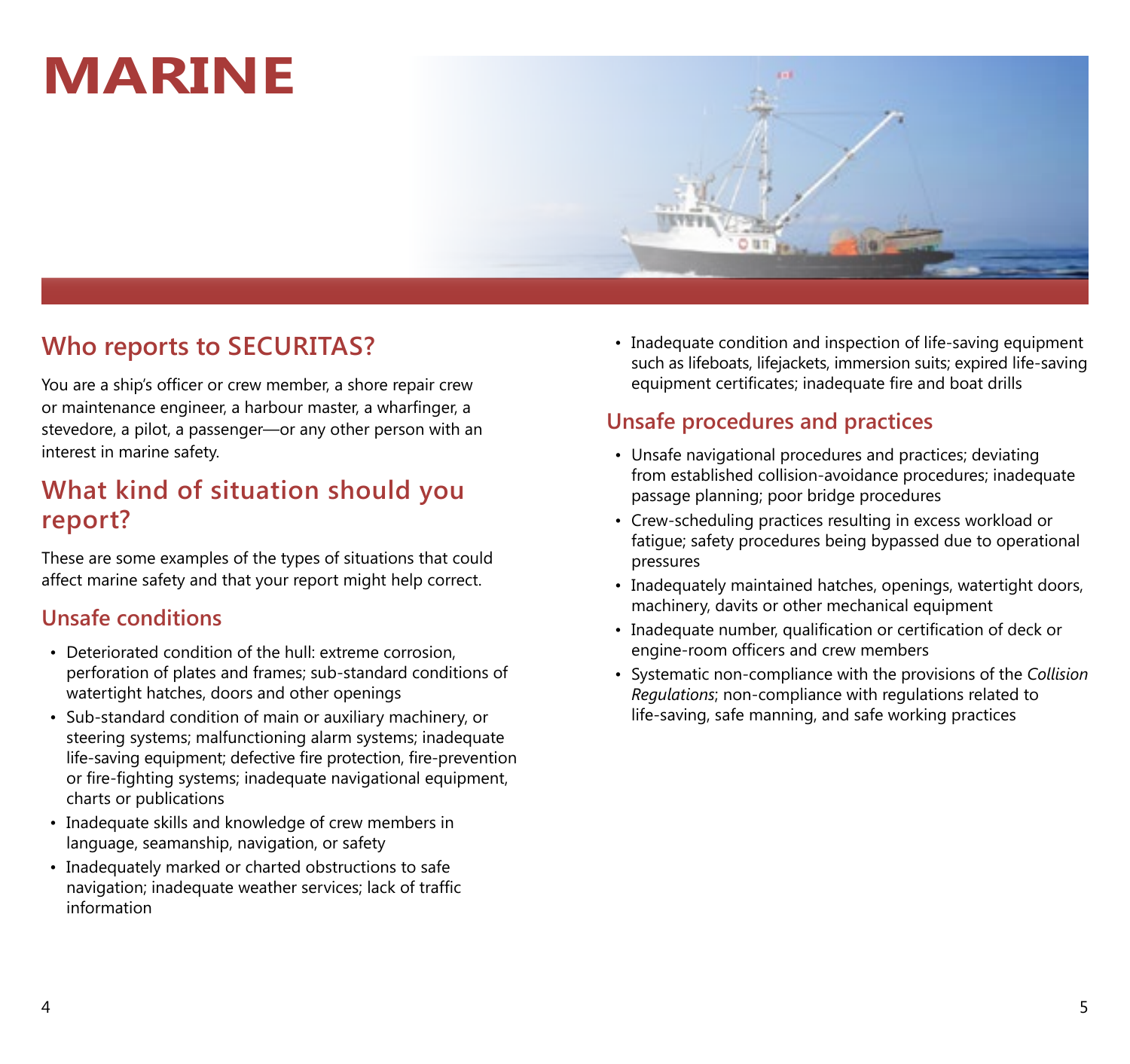# MARINE

## Who reports to SECURITAS?

You are a ship's officer or crew member, a shore repair crew or maintenance engineer, a harbour master, a wharfinger, a stevedore, a pilot, a passenger—or any other person with an interest in marine safety.

## What kind of situation should you report?

These are some examples of the types of situations that could affect marine safety and that your report might help correct.

### Unsafe conditions

- Deteriorated condition of the hull: extreme corrosion, perforation of plates and frames; sub-standard conditions of watertight hatches, doors and other openings
- Sub-standard condition of main or auxiliary machinery, or steering systems; malfunctioning alarm systems; inadequate life-saving equipment; defective fire protection, fire-prevention or fire-fighting systems; inadequate navigational equipment, charts or publications
- Inadequate skills and knowledge of crew members in language, seamanship, navigation, or safety
- Inadequately marked or charted obstructions to safe navigation; inadequate weather services; lack of traffic information
- Inadequate condition and inspection of life-saving equipment such as lifeboats, lifejackets, immersion suits; expired life-saving equipment certificates; inadequate fire and boat drills

### Unsafe procedures and practices

- Unsafe navigational procedures and practices; deviating from established collision-avoidance procedures; inadequate passage planning; poor bridge procedures
- Crew-scheduling practices resulting in excess workload or fatigue; safety procedures being bypassed due to operational pressures
- Inadequately maintained hatches, openings, watertight doors, machinery, davits or other mechanical equipment
- Inadequate number, qualification or certification of deck or engine-room officers and crew members
- Systematic non-compliance with the provisions of the *Collision Regulations*; non-compliance with regulations related to life-saving, safe manning, and safe working practices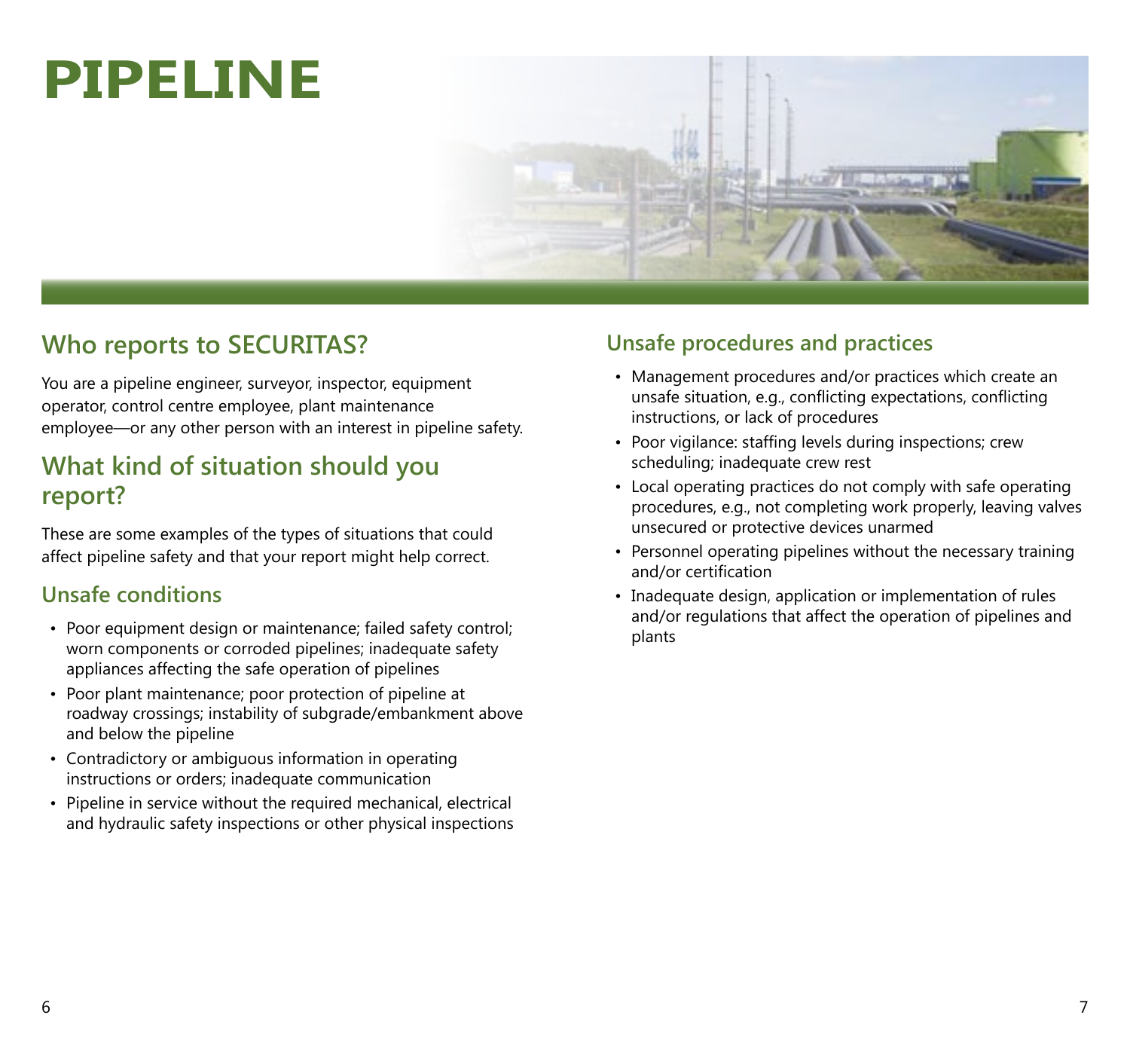# PIPELINE

## Who reports to SECURITAS?

You are a pipeline engineer, surveyor, inspector, equipment operator, control centre employee, plant maintenance employee—or any other person with an interest in pipeline safety.

## What kind of situation should you report?

These are some examples of the types of situations that could affect pipeline safety and that your report might help correct.

### Unsafe conditions

- Poor equipment design or maintenance; failed safety control; worn components or corroded pipelines; inadequate safety appliances affecting the safe operation of pipelines
- Poor plant maintenance; poor protection of pipeline at roadway crossings; instability of subgrade/embankment above and below the pipeline
- Contradictory or ambiguous information in operating instructions or orders; inadequate communication
- Pipeline in service without the required mechanical, electrical and hydraulic safety inspections or other physical inspections

### Unsafe procedures and practices

- Management procedures and/or practices which create an unsafe situation, e.g., conflicting expectations, conflicting instructions, or lack of procedures
- Poor vigilance: staffing levels during inspections; crew scheduling; inadequate crew rest
- Local operating practices do not comply with safe operating procedures, e.g., not completing work properly, leaving valves unsecured or protective devices unarmed
- Personnel operating pipelines without the necessary training and/or certification
- Inadequate design, application or implementation of rules and/or regulations that affect the operation of pipelines and plants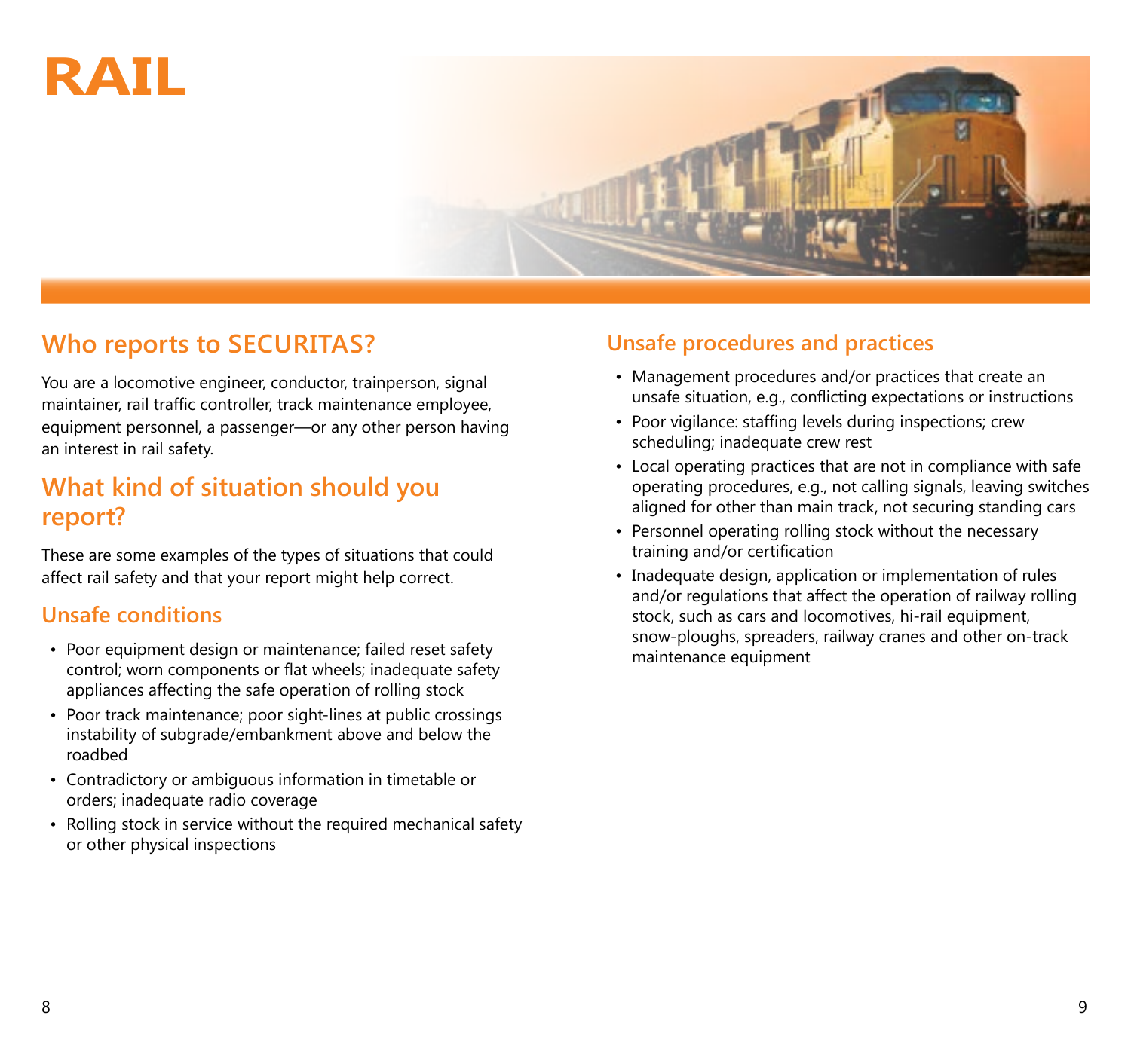# RAIL

## Who reports to SECURITAS?

You are a locomotive engineer, conductor, trainperson, signal maintainer, rail traffic controller, track maintenance employee, equipment personnel, a passenger—or any other person having an interest in rail safety.

## What kind of situation should you report?

These are some examples of the types of situations that could affect rail safety and that your report might help correct.

### Unsafe conditions

- Poor equipment design or maintenance; failed reset safety control; worn components or flat wheels; inadequate safety appliances affecting the safe operation of rolling stock
- Poor track maintenance; poor sight-lines at public crossings instability of subgrade/embankment above and below the roadbed
- Contradictory or ambiguous information in timetable or orders; inadequate radio coverage
- Rolling stock in service without the required mechanical safety or other physical inspections

### Unsafe procedures and practices

- Management procedures and/or practices that create an unsafe situation, e.g., conflicting expectations or instructions
- Poor vigilance: staffing levels during inspections; crew scheduling; inadequate crew rest
- Local operating practices that are not in compliance with safe operating procedures, e.g., not calling signals, leaving switches aligned for other than main track, not securing standing cars
- Personnel operating rolling stock without the necessary training and/or certification
- Inadequate design, application or implementation of rules and/or regulations that affect the operation of railway rolling stock, such as cars and locomotives, hi-rail equipment, snow-ploughs, spreaders, railway cranes and other on-track maintenance equipment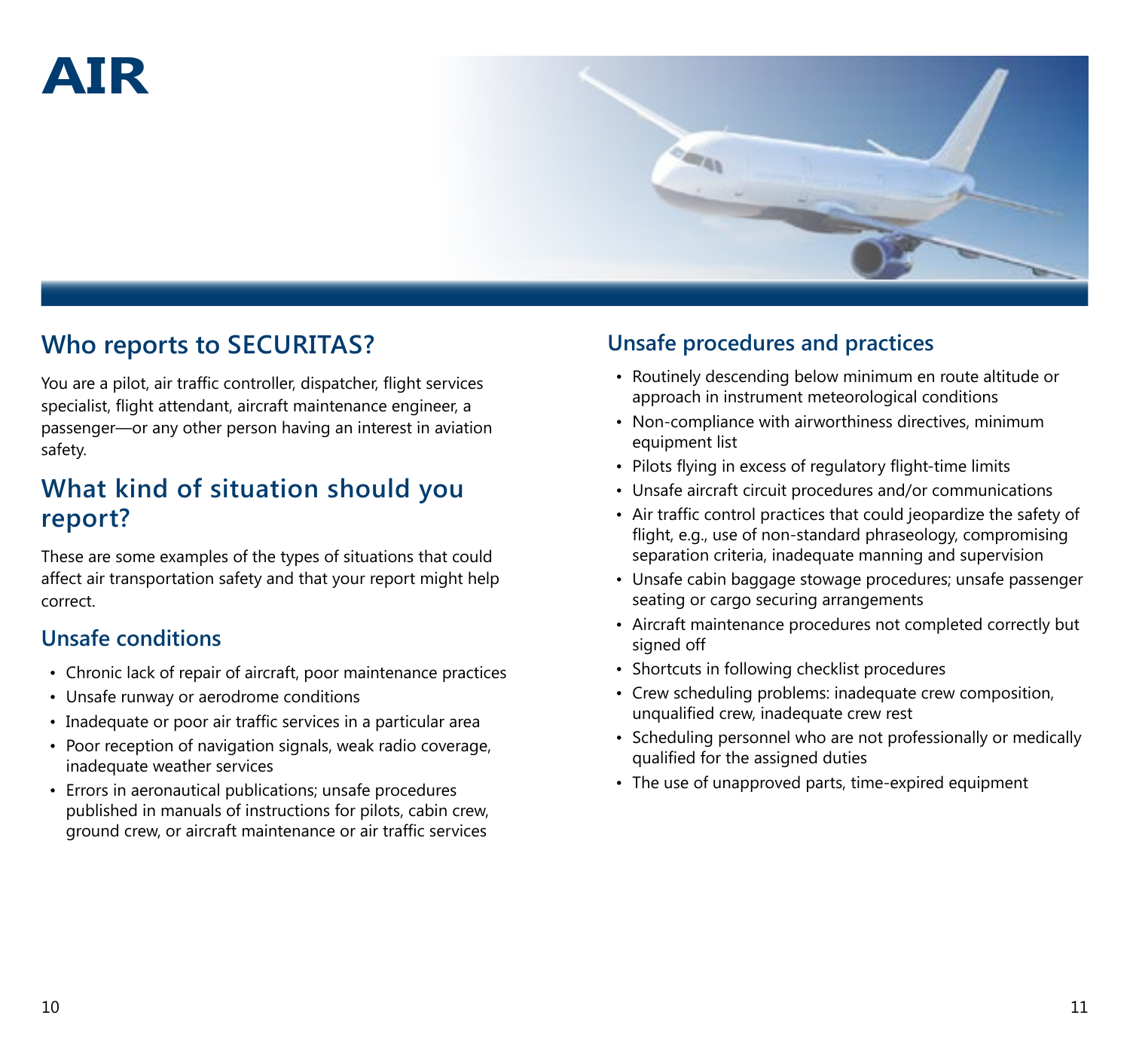# AIR

## Who reports to SECURITAS?

You are a pilot, air traffic controller, dispatcher, flight services specialist, flight attendant, aircraft maintenance engineer, a passenger—or any other person having an interest in aviation safety.

## What kind of situation should you report?

These are some examples of the types of situations that could affect air transportation safety and that your report might help correct.

### Unsafe conditions

- Chronic lack of repair of aircraft, poor maintenance practices
- Unsafe runway or aerodrome conditions
- Inadequate or poor air traffic services in a particular area
- Poor reception of navigation signals, weak radio coverage, inadequate weather services
- Errors in aeronautical publications; unsafe procedures published in manuals of instructions for pilots, cabin crew, ground crew, or aircraft maintenance or air traffic services

### Unsafe procedures and practices

- Routinely descending below minimum en route altitude or approach in instrument meteorological conditions
- Non-compliance with airworthiness directives, minimum equipment list
- Pilots flying in excess of regulatory flight-time limits
- Unsafe aircraft circuit procedures and/or communications
- Air traffic control practices that could jeopardize the safety of flight, e.g., use of non-standard phraseology, compromising separation criteria, inadequate manning and supervision
- Unsafe cabin baggage stowage procedures; unsafe passenger seating or cargo securing arrangements
- Aircraft maintenance procedures not completed correctly but signed off
- Shortcuts in following checklist procedures
- Crew scheduling problems: inadequate crew composition, unqualified crew, inadequate crew rest
- Scheduling personnel who are not professionally or medically qualified for the assigned duties
- The use of unapproved parts, time-expired equipment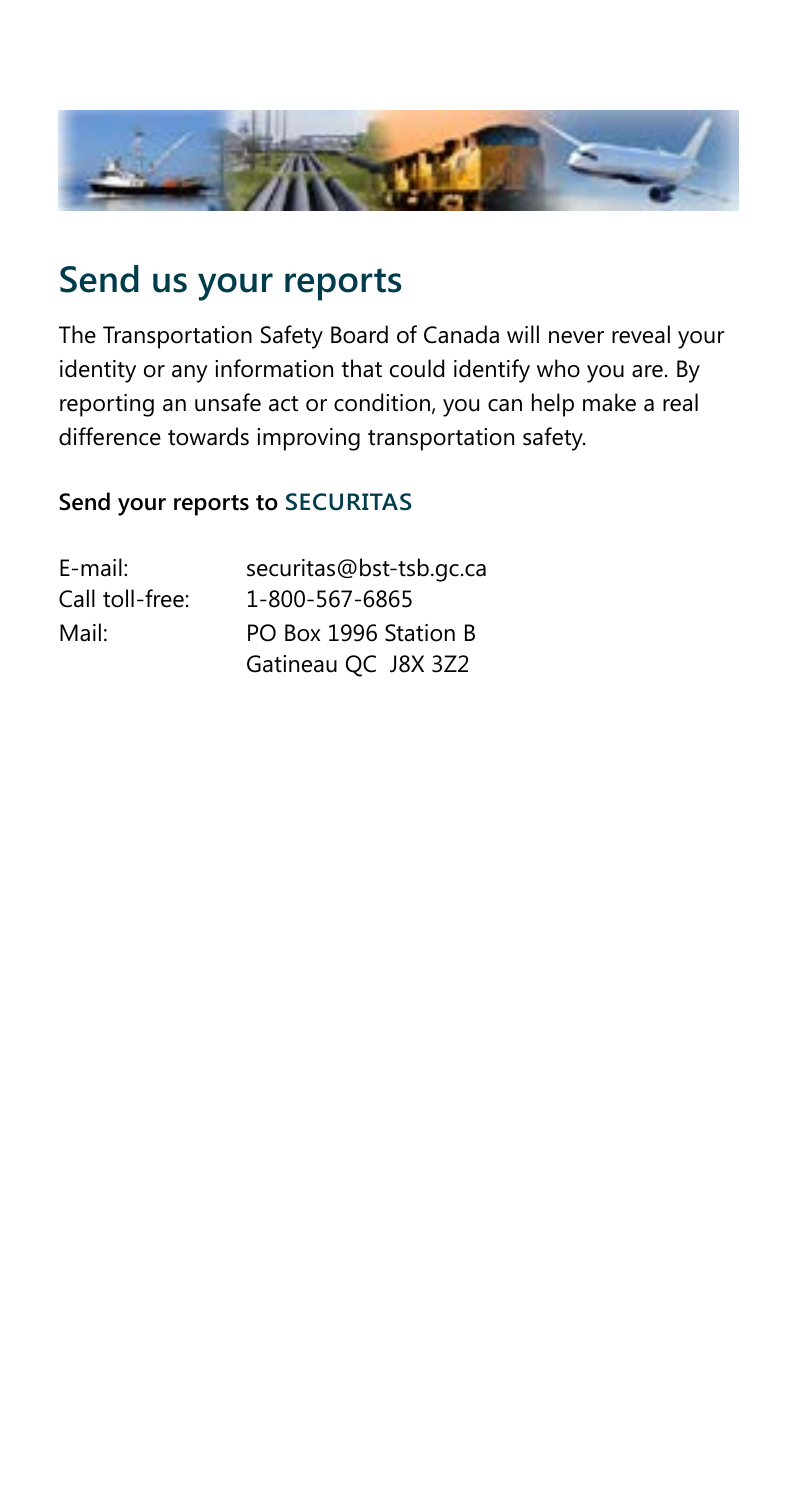## Send us your reports

The Transportation Safety Board of Canada will never reveal your identity or any information that could identify who you are. By reporting an unsafe act or condition, you can help make a real difference towards improving transportation safety.

**Send your reports to SECURITAS**

| | |
|---|---|
| E-mail: | securitas@bst-tsb.gc.ca |
| Call toll-free: | 1-800-567-6865 |
| Mail: | PO Box 1996 Station B<br>Gatineau QC J8X 3Z2 |